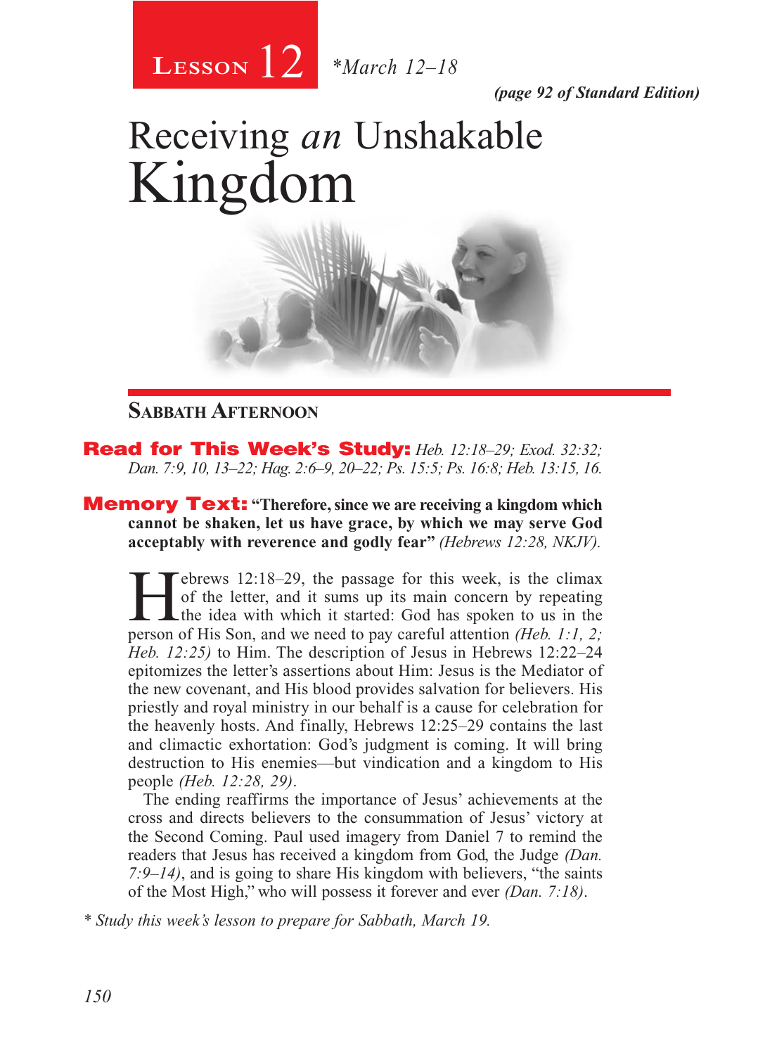# Lesson 12 *March 12–18

*(page 92 of Standard Edition)*

# Receiving *an* Unshakable Kingdom

## Sabbath Afternoon

**Read for This Week's Study:** *Heb. 12:18–29; Exod. 32:32; Dan. 7:9, 10, 13–22; Hag. 2:6–9, 20–22; Ps. 15:5; Ps. 16:8; Heb. 13:15, 16.*

**Memory Text:** **"Therefore, since we are receiving a kingdom which cannot be shaken, let us have grace, by which we may serve God acceptably with reverence and godly fear"** *(Hebrews 12:28, NKJV).*

Hebrews 12:18–29, the passage for this week, is the climax of the letter, and it sums up its main concern by repeating the idea with which it started: God has spoken to us in the person of His Son, and we need to pay careful attention *(Heb. 1:1, 2; Heb. 12:25)* to Him. The description of Jesus in Hebrews 12:22–24 epitomizes the letter's assertions about Him: Jesus is the Mediator of the new covenant, and His blood provides salvation for believers. His priestly and royal ministry in our behalf is a cause for celebration for the heavenly hosts. And finally, Hebrews 12:25–29 contains the last and climactic exhortation: God's judgment is coming. It will bring destruction to His enemies—but vindication and a kingdom to His people *(Heb. 12:28, 29)*.

The ending reaffirms the importance of Jesus' achievements at the cross and directs believers to the consummation of Jesus' victory at the Second Coming. Paul used imagery from Daniel 7 to remind the readers that Jesus has received a kingdom from God, the Judge *(Dan. 7:9–14)*, and is going to share His kingdom with believers, "the saints of the Most High," who will possess it forever and ever *(Dan. 7:18)*.

*\* Study this week's lesson to prepare for Sabbath, March 19.*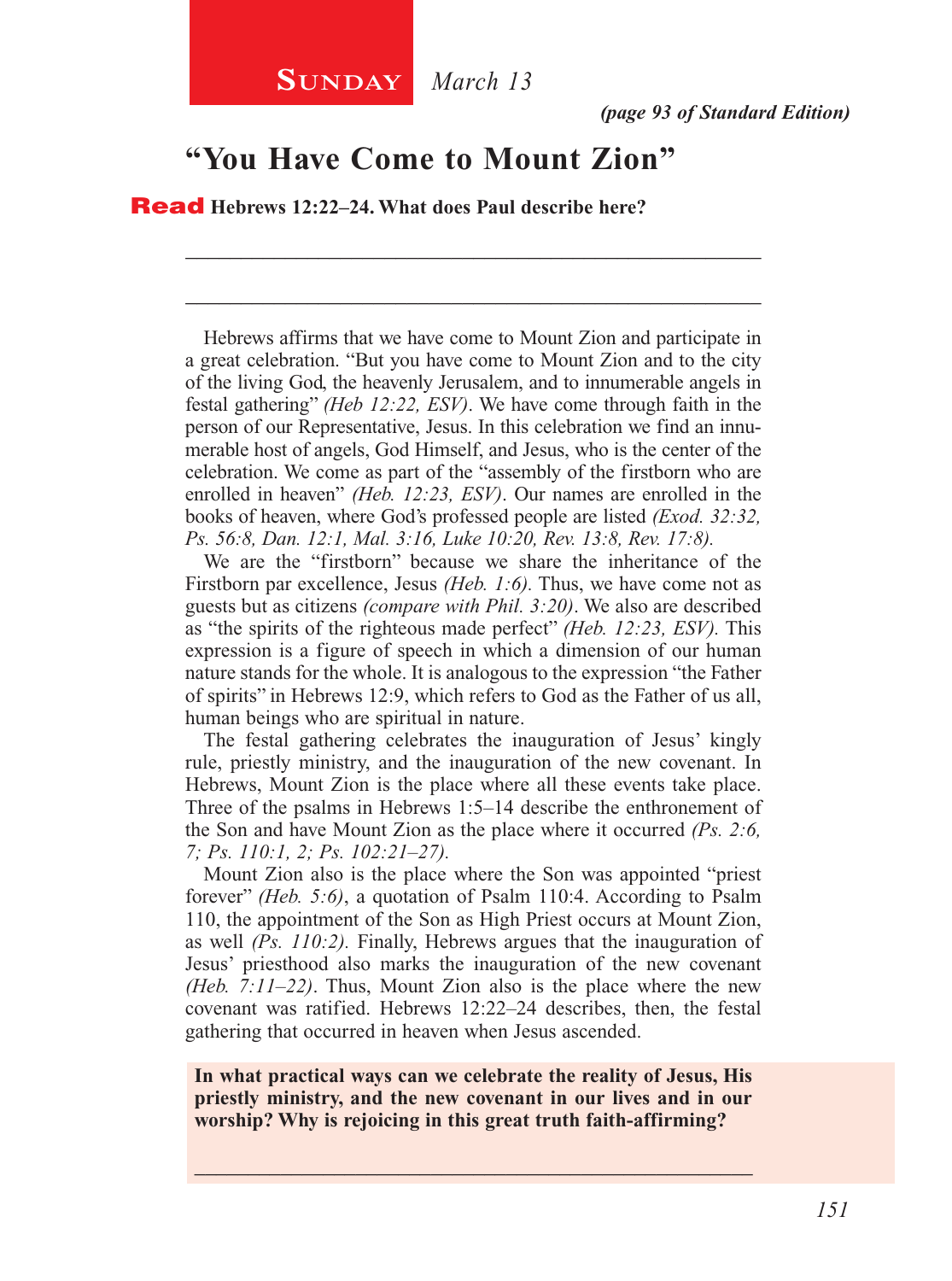**Sunday** *March 13*

*(page 93 of Standard Edition)*

# "You Have Come to Mount Zion"

**Read Hebrews 12:22–24. What does Paul describe here?**

_____________________________________________________________

_____________________________________________________________

Hebrews affirms that we have come to Mount Zion and participate in a great celebration. "But you have come to Mount Zion and to the city of the living God, the heavenly Jerusalem, and to innumerable angels in festal gathering" *(Heb 12:22, ESV)*. We have come through faith in the person of our Representative, Jesus. In this celebration we find an innumerable host of angels, God Himself, and Jesus, who is the center of the celebration. We come as part of the "assembly of the firstborn who are enrolled in heaven" *(Heb. 12:23, ESV)*. Our names are enrolled in the books of heaven, where God's professed people are listed *(Exod. 32:32, Ps. 56:8, Dan. 12:1, Mal. 3:16, Luke 10:20, Rev. 13:8, Rev. 17:8).*

We are the "firstborn" because we share the inheritance of the Firstborn par excellence, Jesus *(Heb. 1:6).* Thus, we have come not as guests but as citizens *(compare with Phil. 3:20)*. We also are described as "the spirits of the righteous made perfect" *(Heb. 12:23, ESV).* This expression is a figure of speech in which a dimension of our human nature stands for the whole. It is analogous to the expression "the Father of spirits" in Hebrews 12:9, which refers to God as the Father of us all, human beings who are spiritual in nature.

The festal gathering celebrates the inauguration of Jesus' kingly rule, priestly ministry, and the inauguration of the new covenant. In Hebrews, Mount Zion is the place where all these events take place. Three of the psalms in Hebrews 1:5–14 describe the enthronement of the Son and have Mount Zion as the place where it occurred *(Ps. 2:6, 7; Ps. 110:1, 2; Ps. 102:21–27).*

Mount Zion also is the place where the Son was appointed "priest forever" *(Heb. 5:6)*, a quotation of Psalm 110:4. According to Psalm 110, the appointment of the Son as High Priest occurs at Mount Zion, as well *(Ps. 110:2).* Finally, Hebrews argues that the inauguration of Jesus' priesthood also marks the inauguration of the new covenant *(Heb. 7:11–22)*. Thus, Mount Zion also is the place where the new covenant was ratified. Hebrews 12:22–24 describes, then, the festal gathering that occurred in heaven when Jesus ascended.

**In what practical ways can we celebrate the reality of Jesus, His priestly ministry, and the new covenant in our lives and in our worship? Why is rejoicing in this great truth faith-affirming?**

_____________________________________________________________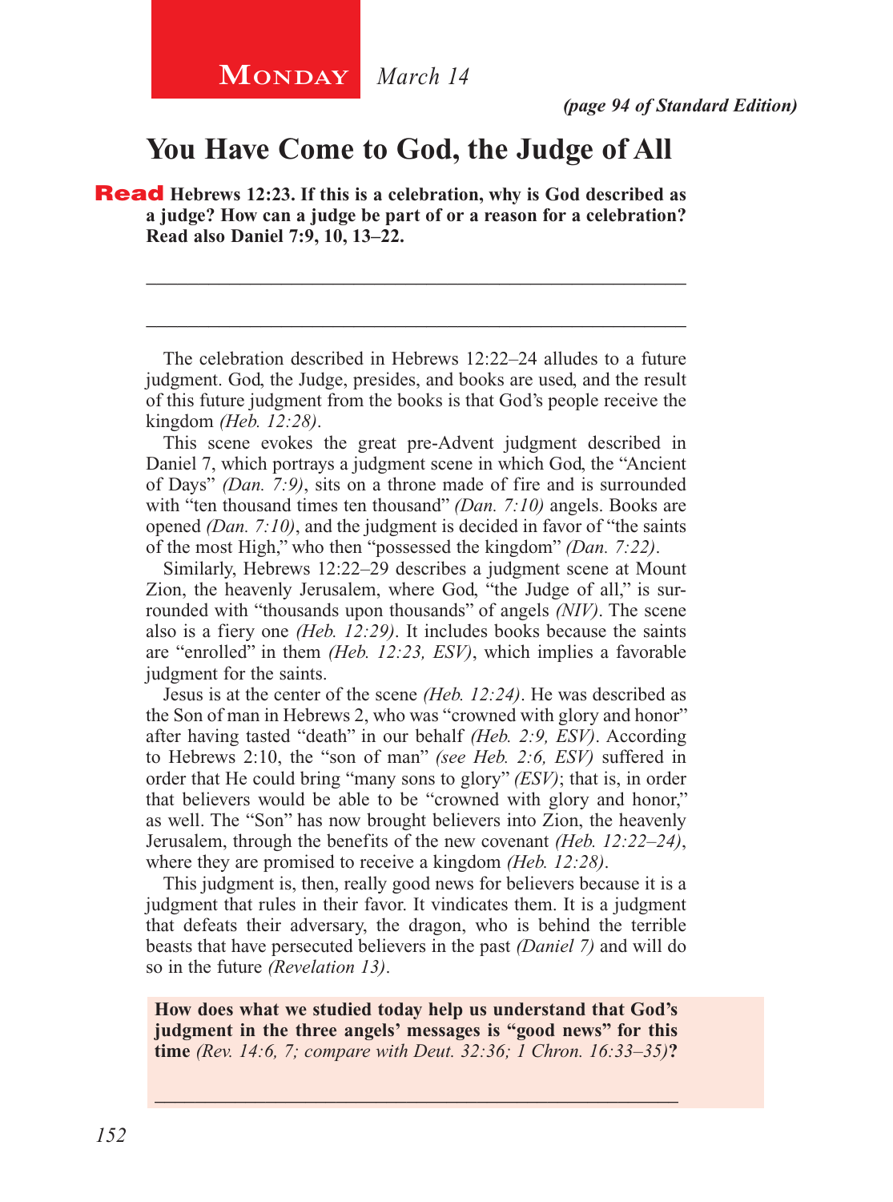**Monday** *March 14*

*(page 94 of Standard Edition)*

# You Have Come to God, the Judge of All

**Read Hebrews 12:23. If this is a celebration, why is God described as a judge? How can a judge be part of or a reason for a celebration? Read also Daniel 7:9, 10, 13–22.**

_______________________________________________________________

_______________________________________________________________

The celebration described in Hebrews 12:22–24 alludes to a future judgment. God, the Judge, presides, and books are used, and the result of this future judgment from the books is that God's people receive the kingdom *(Heb. 12:28)*.

This scene evokes the great pre-Advent judgment described in Daniel 7, which portrays a judgment scene in which God, the "Ancient of Days" *(Dan. 7:9)*, sits on a throne made of fire and is surrounded with "ten thousand times ten thousand" *(Dan. 7:10)* angels. Books are opened *(Dan. 7:10)*, and the judgment is decided in favor of "the saints of the most High," who then "possessed the kingdom" *(Dan. 7:22)*.

Similarly, Hebrews 12:22–29 describes a judgment scene at Mount Zion, the heavenly Jerusalem, where God, "the Judge of all," is surrounded with "thousands upon thousands" of angels *(NIV)*. The scene also is a fiery one *(Heb. 12:29)*. It includes books because the saints are "enrolled" in them *(Heb. 12:23, ESV)*, which implies a favorable judgment for the saints.

Jesus is at the center of the scene *(Heb. 12:24)*. He was described as the Son of man in Hebrews 2, who was "crowned with glory and honor" after having tasted "death" in our behalf *(Heb. 2:9, ESV)*. According to Hebrews 2:10, the "son of man" *(see Heb. 2:6, ESV)* suffered in order that He could bring "many sons to glory" *(ESV)*; that is, in order that believers would be able to be "crowned with glory and honor," as well. The "Son" has now brought believers into Zion, the heavenly Jerusalem, through the benefits of the new covenant *(Heb. 12:22–24)*, where they are promised to receive a kingdom *(Heb. 12:28)*.

This judgment is, then, really good news for believers because it is a judgment that rules in their favor. It vindicates them. It is a judgment that defeats their adversary, the dragon, who is behind the terrible beasts that have persecuted believers in the past *(Daniel 7)* and will do so in the future *(Revelation 13)*.

**How does what we studied today help us understand that God's judgment in the three angels' messages is "good news" for this time** *(Rev. 14:6, 7; compare with Deut. 32:36; 1 Chron. 16:33–35)***?**

_______________________________________________________________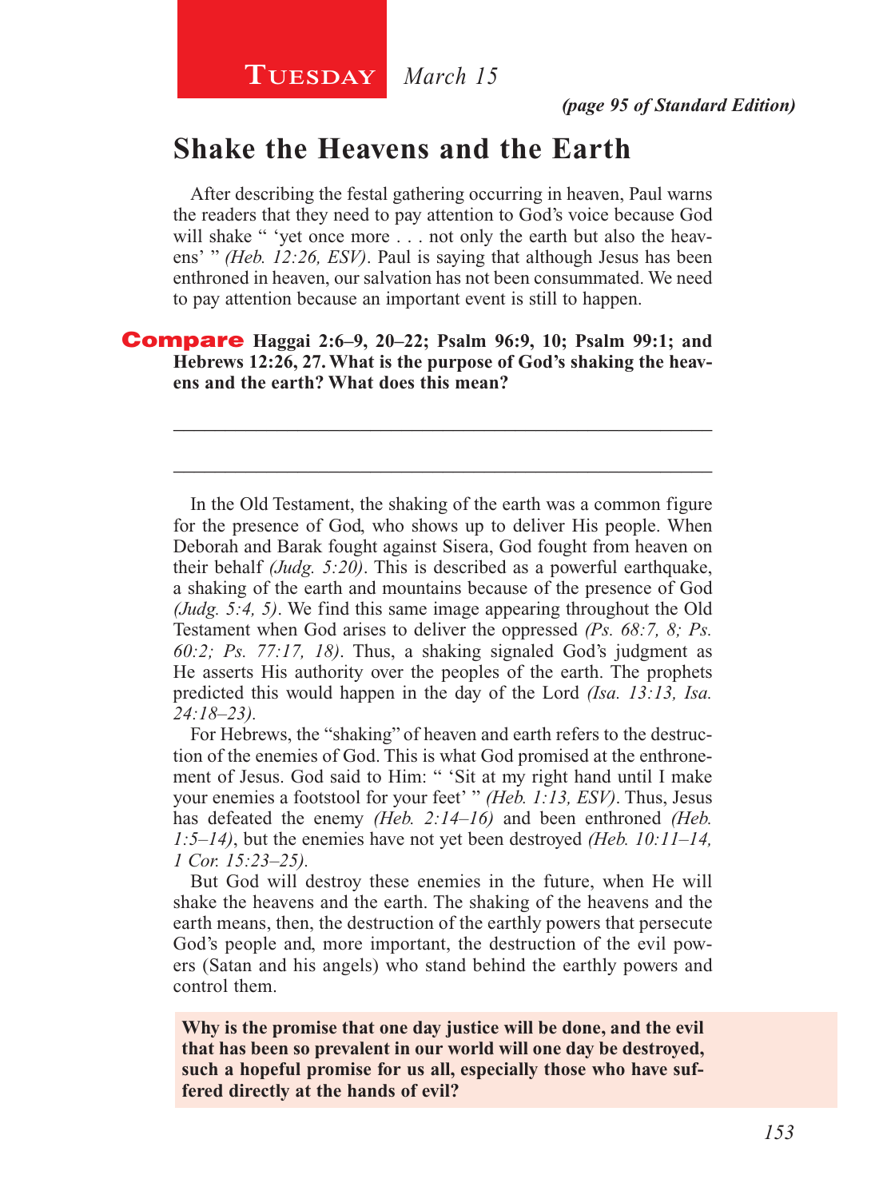**Tuesday** *March 15*

*(page 95 of Standard Edition)*

## Shake the Heavens and the Earth

After describing the festal gathering occurring in heaven, Paul warns the readers that they need to pay attention to God's voice because God will shake " 'yet once more . . . not only the earth but also the heavens' " *(Heb. 12:26, ESV)*. Paul is saying that although Jesus has been enthroned in heaven, our salvation has not been consummated. We need to pay attention because an important event is still to happen.

**Compare Haggai 2:6–9, 20–22; Psalm 96:9, 10; Psalm 99:1; and Hebrews 12:26, 27. What is the purpose of God's shaking the heavens and the earth? What does this mean?**

_______________________________________________________________

_______________________________________________________________

In the Old Testament, the shaking of the earth was a common figure for the presence of God, who shows up to deliver His people. When Deborah and Barak fought against Sisera, God fought from heaven on their behalf *(Judg. 5:20)*. This is described as a powerful earthquake, a shaking of the earth and mountains because of the presence of God *(Judg. 5:4, 5)*. We find this same image appearing throughout the Old Testament when God arises to deliver the oppressed *(Ps. 68:7, 8; Ps. 60:2; Ps. 77:17, 18)*. Thus, a shaking signaled God's judgment as He asserts His authority over the peoples of the earth. The prophets predicted this would happen in the day of the Lord *(Isa. 13:13, Isa. 24:18–23)*.

For Hebrews, the "shaking" of heaven and earth refers to the destruction of the enemies of God. This is what God promised at the enthronement of Jesus. God said to Him: " 'Sit at my right hand until I make your enemies a footstool for your feet' " *(Heb. 1:13, ESV)*. Thus, Jesus has defeated the enemy *(Heb. 2:14–16)* and been enthroned *(Heb. 1:5–14)*, but the enemies have not yet been destroyed *(Heb. 10:11–14, 1 Cor. 15:23–25)*.

But God will destroy these enemies in the future, when He will shake the heavens and the earth. The shaking of the heavens and the earth means, then, the destruction of the earthly powers that persecute God's people and, more important, the destruction of the evil powers (Satan and his angels) who stand behind the earthly powers and control them.

**Why is the promise that one day justice will be done, and the evil that has been so prevalent in our world will one day be destroyed, such a hopeful promise for us all, especially those who have suffered directly at the hands of evil?**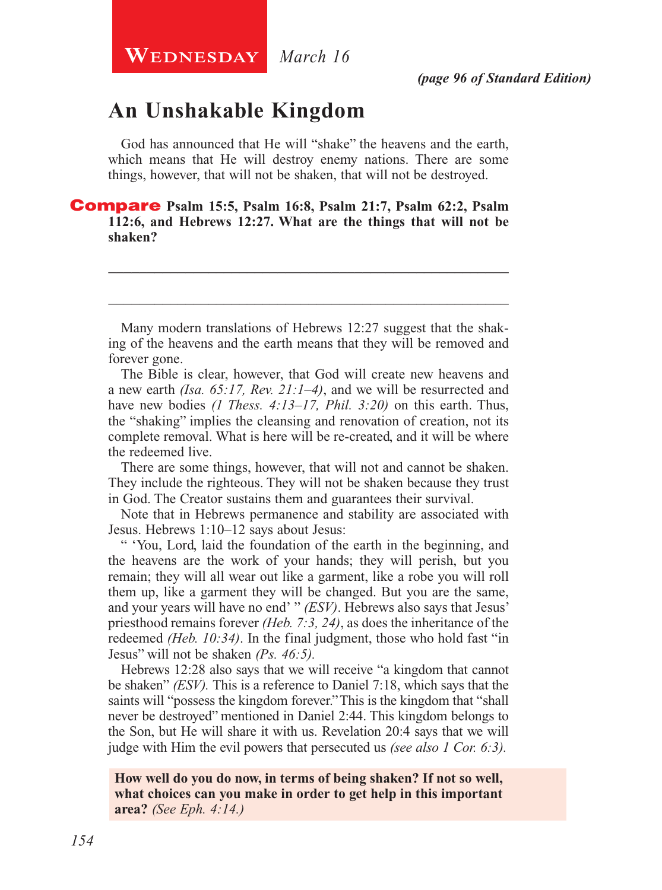**Wednesday** *March 16*

*(page 96 of Standard Edition)*

# An Unshakable Kingdom

God has announced that He will "shake" the heavens and the earth, which means that He will destroy enemy nations. There are some things, however, that will not be shaken, that will not be destroyed.

**Compare Psalm 15:5, Psalm 16:8, Psalm 21:7, Psalm 62:2, Psalm 112:6, and Hebrews 12:27. What are the things that will not be shaken?**

_______________________________________________

_______________________________________________

Many modern translations of Hebrews 12:27 suggest that the shaking of the heavens and the earth means that they will be removed and forever gone.

The Bible is clear, however, that God will create new heavens and a new earth *(Isa. 65:17, Rev. 21:1–4)*, and we will be resurrected and have new bodies *(1 Thess. 4:13–17, Phil. 3:20)* on this earth. Thus, the "shaking" implies the cleansing and renovation of creation, not its complete removal. What is here will be re-created, and it will be where the redeemed live.

There are some things, however, that will not and cannot be shaken. They include the righteous. They will not be shaken because they trust in God. The Creator sustains them and guarantees their survival.

Note that in Hebrews permanence and stability are associated with Jesus. Hebrews 1:10–12 says about Jesus:

" 'You, Lord, laid the foundation of the earth in the beginning, and the heavens are the work of your hands; they will perish, but you remain; they will all wear out like a garment, like a robe you will roll them up, like a garment they will be changed. But you are the same, and your years will have no end' " *(ESV)*. Hebrews also says that Jesus' priesthood remains forever *(Heb. 7:3, 24)*, as does the inheritance of the redeemed *(Heb. 10:34)*. In the final judgment, those who hold fast "in Jesus" will not be shaken *(Ps. 46:5).*

Hebrews 12:28 also says that we will receive "a kingdom that cannot be shaken" *(ESV).* This is a reference to Daniel 7:18, which says that the saints will "possess the kingdom forever." This is the kingdom that "shall never be destroyed" mentioned in Daniel 2:44. This kingdom belongs to the Son, but He will share it with us. Revelation 20:4 says that we will judge with Him the evil powers that persecuted us *(see also 1 Cor. 6:3).*

**How well do you do now, in terms of being shaken? If not so well, what choices can you make in order to get help in this important area?** *(See Eph. 4:14.)*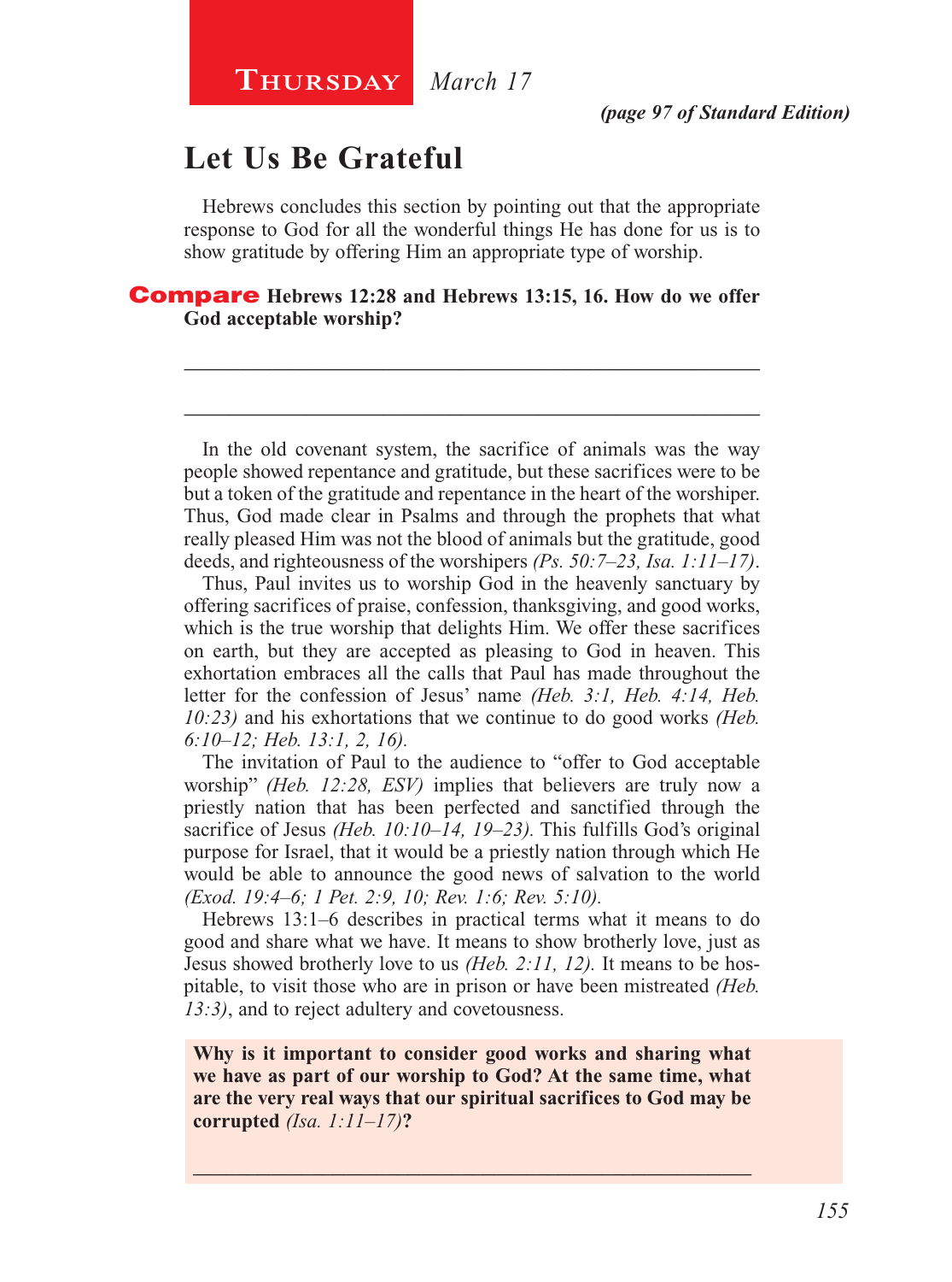**Thursday** *March 17*

*(page 97 of Standard Edition)*

# Let Us Be Grateful

Hebrews concludes this section by pointing out that the appropriate response to God for all the wonderful things He has done for us is to show gratitude by offering Him an appropriate type of worship.

**Compare Hebrews 12:28 and Hebrews 13:15, 16. How do we offer God acceptable worship?**

_______________________________________________

_______________________________________________

In the old covenant system, the sacrifice of animals was the way people showed repentance and gratitude, but these sacrifices were to be but a token of the gratitude and repentance in the heart of the worshiper. Thus, God made clear in Psalms and through the prophets that what really pleased Him was not the blood of animals but the gratitude, good deeds, and righteousness of the worshipers *(Ps. 50:7–23, Isa. 1:11–17)*.

Thus, Paul invites us to worship God in the heavenly sanctuary by offering sacrifices of praise, confession, thanksgiving, and good works, which is the true worship that delights Him. We offer these sacrifices on earth, but they are accepted as pleasing to God in heaven. This exhortation embraces all the calls that Paul has made throughout the letter for the confession of Jesus' name *(Heb. 3:1, Heb. 4:14, Heb. 10:23)* and his exhortations that we continue to do good works *(Heb. 6:10–12; Heb. 13:1, 2, 16).*

The invitation of Paul to the audience to "offer to God acceptable worship" *(Heb. 12:28, ESV)* implies that believers are truly now a priestly nation that has been perfected and sanctified through the sacrifice of Jesus *(Heb. 10:10–14, 19–23).* This fulfills God's original purpose for Israel, that it would be a priestly nation through which He would be able to announce the good news of salvation to the world *(Exod. 19:4–6; 1 Pet. 2:9, 10; Rev. 1:6; Rev. 5:10).*

Hebrews 13:1–6 describes in practical terms what it means to do good and share what we have. It means to show brotherly love, just as Jesus showed brotherly love to us *(Heb. 2:11, 12).* It means to be hospitable, to visit those who are in prison or have been mistreated *(Heb. 13:3)*, and to reject adultery and covetousness.

**Why is it important to consider good works and sharing what we have as part of our worship to God? At the same time, what are the very real ways that our spiritual sacrifices to God may be corrupted** *(Isa. 1:11–17)***?**

_______________________________________________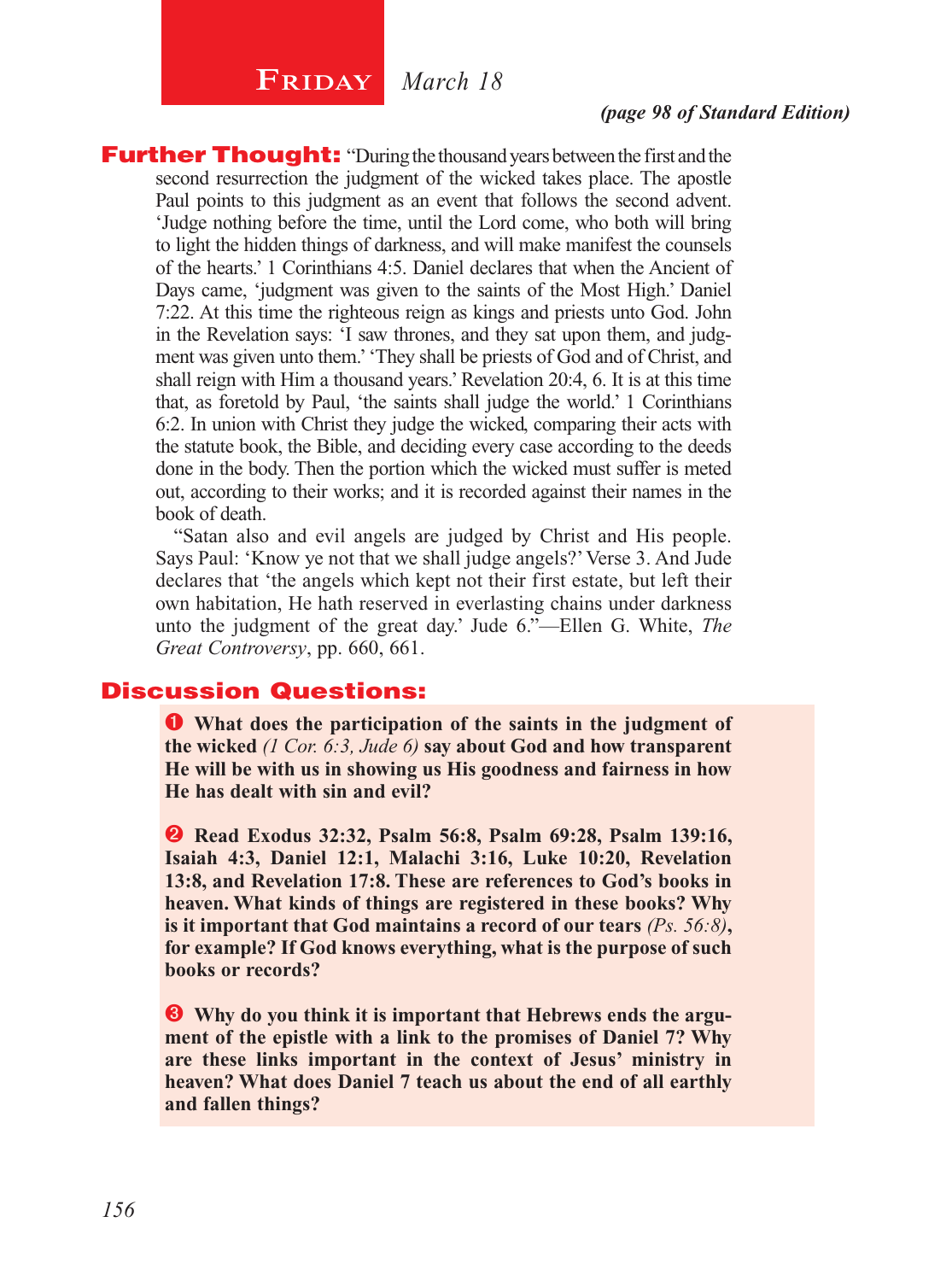# Friday *March 18*

***(page 98 of Standard Edition)***

**Further Thought:** "During the thousand years between the first and the second resurrection the judgment of the wicked takes place. The apostle Paul points to this judgment as an event that follows the second advent. 'Judge nothing before the time, until the Lord come, who both will bring to light the hidden things of darkness, and will make manifest the counsels of the hearts.' 1 Corinthians 4:5. Daniel declares that when the Ancient of Days came, 'judgment was given to the saints of the Most High.' Daniel 7:22. At this time the righteous reign as kings and priests unto God. John in the Revelation says: 'I saw thrones, and they sat upon them, and judgment was given unto them.' 'They shall be priests of God and of Christ, and shall reign with Him a thousand years.' Revelation 20:4, 6. It is at this time that, as foretold by Paul, 'the saints shall judge the world.' 1 Corinthians 6:2. In union with Christ they judge the wicked, comparing their acts with the statute book, the Bible, and deciding every case according to the deeds done in the body. Then the portion which the wicked must suffer is meted out, according to their works; and it is recorded against their names in the book of death.

"Satan also and evil angels are judged by Christ and His people. Says Paul: 'Know ye not that we shall judge angels?' Verse 3. And Jude declares that 'the angels which kept not their first estate, but left their own habitation, He hath reserved in everlasting chains under darkness unto the judgment of the great day.' Jude 6."—Ellen G. White, *The Great Controversy*, pp. 660, 661.

## Discussion Questions:

❶ **What does the participation of the saints in the judgment of the wicked** *(1 Cor. 6:3, Jude 6)* **say about God and how transparent He will be with us in showing us His goodness and fairness in how He has dealt with sin and evil?**

❷ **Read Exodus 32:32, Psalm 56:8, Psalm 69:28, Psalm 139:16, Isaiah 4:3, Daniel 12:1, Malachi 3:16, Luke 10:20, Revelation 13:8, and Revelation 17:8. These are references to God's books in heaven. What kinds of things are registered in these books? Why is it important that God maintains a record of our tears** *(Ps. 56:8)***, for example? If God knows everything, what is the purpose of such books or records?**

❸ **Why do you think it is important that Hebrews ends the argument of the epistle with a link to the promises of Daniel 7? Why are these links important in the context of Jesus' ministry in heaven? What does Daniel 7 teach us about the end of all earthly and fallen things?**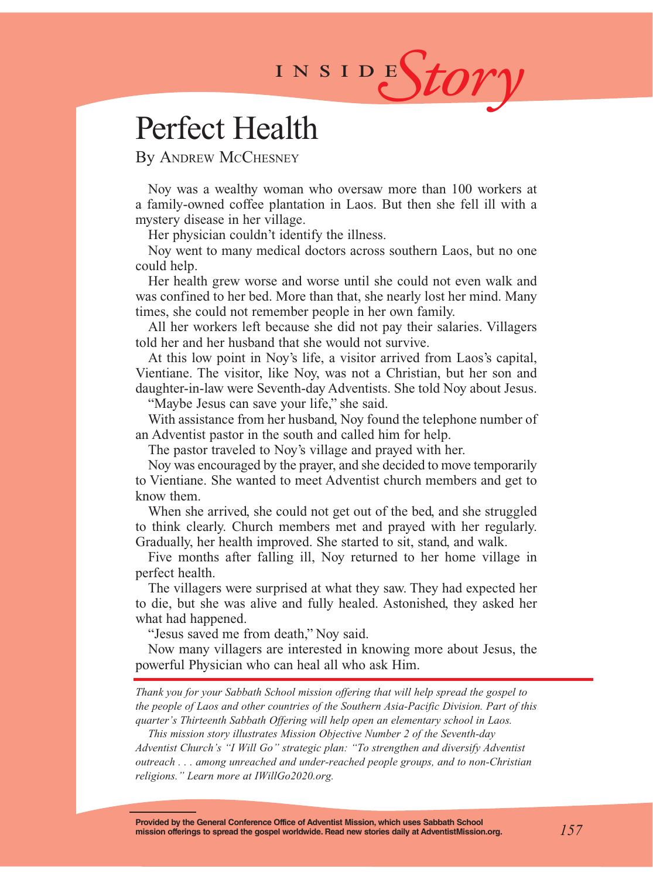INSIDE *Story*

# Perfect Health

By Andrew McChesney

Noy was a wealthy woman who oversaw more than 100 workers at a family-owned coffee plantation in Laos. But then she fell ill with a mystery disease in her village.

Her physician couldn't identify the illness.

Noy went to many medical doctors across southern Laos, but no one could help.

Her health grew worse and worse until she could not even walk and was confined to her bed. More than that, she nearly lost her mind. Many times, she could not remember people in her own family.

All her workers left because she did not pay their salaries. Villagers told her and her husband that she would not survive.

At this low point in Noy's life, a visitor arrived from Laos's capital, Vientiane. The visitor, like Noy, was not a Christian, but her son and daughter-in-law were Seventh-day Adventists. She told Noy about Jesus.

"Maybe Jesus can save your life," she said.

With assistance from her husband, Noy found the telephone number of an Adventist pastor in the south and called him for help.

The pastor traveled to Noy's village and prayed with her.

Noy was encouraged by the prayer, and she decided to move temporarily to Vientiane. She wanted to meet Adventist church members and get to know them.

When she arrived, she could not get out of the bed, and she struggled to think clearly. Church members met and prayed with her regularly. Gradually, her health improved. She started to sit, stand, and walk.

Five months after falling ill, Noy returned to her home village in perfect health.

The villagers were surprised at what they saw. They had expected her to die, but she was alive and fully healed. Astonished, they asked her what had happened.

"Jesus saved me from death," Noy said.

Now many villagers are interested in knowing more about Jesus, the powerful Physician who can heal all who ask Him.

*Thank you for your Sabbath School mission offering that will help spread the gospel to the people of Laos and other countries of the Southern Asia-Pacific Division. Part of this quarter's Thirteenth Sabbath Offering will help open an elementary school in Laos.*

*This mission story illustrates Mission Objective Number 2 of the Seventh-day Adventist Church's "I Will Go" strategic plan: "To strengthen and diversify Adventist outreach . . . among unreached and under-reached people groups, and to non-Christian religions." Learn more at IWillGo2020.org.*

**Provided by the General Conference Office of Adventist Mission, which uses Sabbath School mission offerings to spread the gospel worldwide. Read new stories daily at AdventistMission.org.**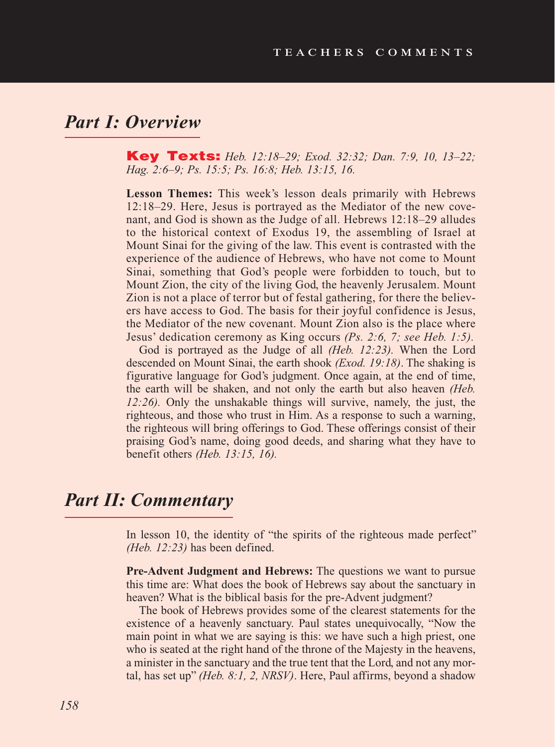## *Part I: Overview*

**Key Texts:** *Heb. 12:18–29; Exod. 32:32; Dan. 7:9, 10, 13–22; Hag. 2:6–9; Ps. 15:5; Ps. 16:8; Heb. 13:15, 16.*

**Lesson Themes:** This week's lesson deals primarily with Hebrews 12:18–29. Here, Jesus is portrayed as the Mediator of the new covenant, and God is shown as the Judge of all. Hebrews 12:18–29 alludes to the historical context of Exodus 19, the assembling of Israel at Mount Sinai for the giving of the law. This event is contrasted with the experience of the audience of Hebrews, who have not come to Mount Sinai, something that God's people were forbidden to touch, but to Mount Zion, the city of the living God, the heavenly Jerusalem. Mount Zion is not a place of terror but of festal gathering, for there the believers have access to God. The basis for their joyful confidence is Jesus, the Mediator of the new covenant. Mount Zion also is the place where Jesus' dedication ceremony as King occurs *(Ps. 2:6, 7; see Heb. 1:5).*

God is portrayed as the Judge of all *(Heb. 12:23).* When the Lord descended on Mount Sinai, the earth shook *(Exod. 19:18)*. The shaking is figurative language for God's judgment. Once again, at the end of time, the earth will be shaken, and not only the earth but also heaven *(Heb. 12:26).* Only the unshakable things will survive, namely, the just, the righteous, and those who trust in Him. As a response to such a warning, the righteous will bring offerings to God. These offerings consist of their praising God's name, doing good deeds, and sharing what they have to benefit others *(Heb. 13:15, 16).*

## *Part II: Commentary*

In lesson 10, the identity of "the spirits of the righteous made perfect" *(Heb. 12:23)* has been defined.

**Pre-Advent Judgment and Hebrews:** The questions we want to pursue this time are: What does the book of Hebrews say about the sanctuary in heaven? What is the biblical basis for the pre-Advent judgment?

The book of Hebrews provides some of the clearest statements for the existence of a heavenly sanctuary. Paul states unequivocally, "Now the main point in what we are saying is this: we have such a high priest, one who is seated at the right hand of the throne of the Majesty in the heavens, a minister in the sanctuary and the true tent that the Lord, and not any mortal, has set up" *(Heb. 8:1, 2, NRSV)*. Here, Paul affirms, beyond a shadow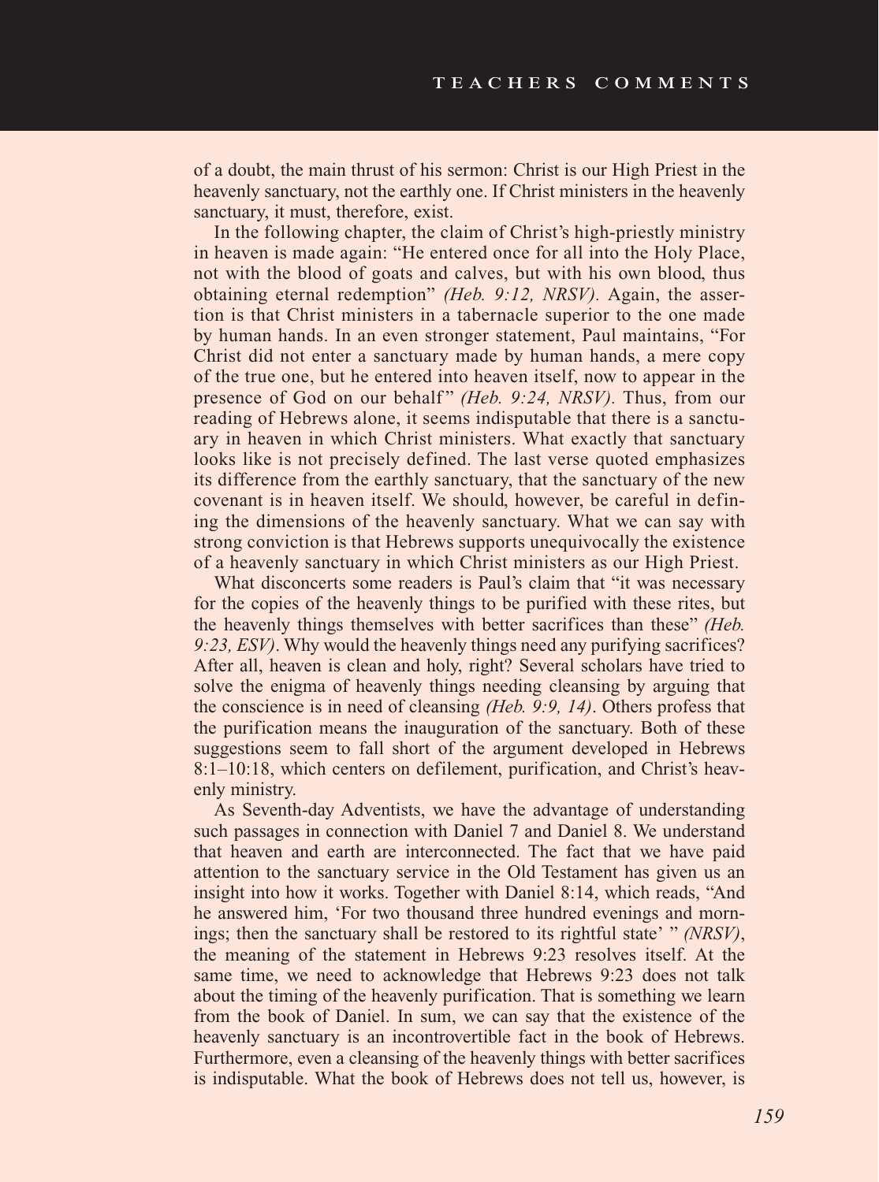of a doubt, the main thrust of his sermon: Christ is our High Priest in the heavenly sanctuary, not the earthly one. If Christ ministers in the heavenly sanctuary, it must, therefore, exist.

In the following chapter, the claim of Christ's high-priestly ministry in heaven is made again: "He entered once for all into the Holy Place, not with the blood of goats and calves, but with his own blood, thus obtaining eternal redemption" *(Heb. 9:12, NRSV).* Again, the assertion is that Christ ministers in a tabernacle superior to the one made by human hands. In an even stronger statement, Paul maintains, "For Christ did not enter a sanctuary made by human hands, a mere copy of the true one, but he entered into heaven itself, now to appear in the presence of God on our behalf" *(Heb. 9:24, NRSV).* Thus, from our reading of Hebrews alone, it seems indisputable that there is a sanctuary in heaven in which Christ ministers. What exactly that sanctuary looks like is not precisely defined. The last verse quoted emphasizes its difference from the earthly sanctuary, that the sanctuary of the new covenant is in heaven itself. We should, however, be careful in defining the dimensions of the heavenly sanctuary. What we can say with strong conviction is that Hebrews supports unequivocally the existence of a heavenly sanctuary in which Christ ministers as our High Priest.

What disconcerts some readers is Paul's claim that "it was necessary for the copies of the heavenly things to be purified with these rites, but the heavenly things themselves with better sacrifices than these" *(Heb. 9:23, ESV)*. Why would the heavenly things need any purifying sacrifices? After all, heaven is clean and holy, right? Several scholars have tried to solve the enigma of heavenly things needing cleansing by arguing that the conscience is in need of cleansing *(Heb. 9:9, 14)*. Others profess that the purification means the inauguration of the sanctuary. Both of these suggestions seem to fall short of the argument developed in Hebrews 8:1–10:18, which centers on defilement, purification, and Christ's heavenly ministry.

As Seventh-day Adventists, we have the advantage of understanding such passages in connection with Daniel 7 and Daniel 8. We understand that heaven and earth are interconnected. The fact that we have paid attention to the sanctuary service in the Old Testament has given us an insight into how it works. Together with Daniel 8:14, which reads, "And he answered him, 'For two thousand three hundred evenings and mornings; then the sanctuary shall be restored to its rightful state' " *(NRSV)*, the meaning of the statement in Hebrews 9:23 resolves itself. At the same time, we need to acknowledge that Hebrews 9:23 does not talk about the timing of the heavenly purification. That is something we learn from the book of Daniel. In sum, we can say that the existence of the heavenly sanctuary is an incontrovertible fact in the book of Hebrews. Furthermore, even a cleansing of the heavenly things with better sacrifices is indisputable. What the book of Hebrews does not tell us, however, is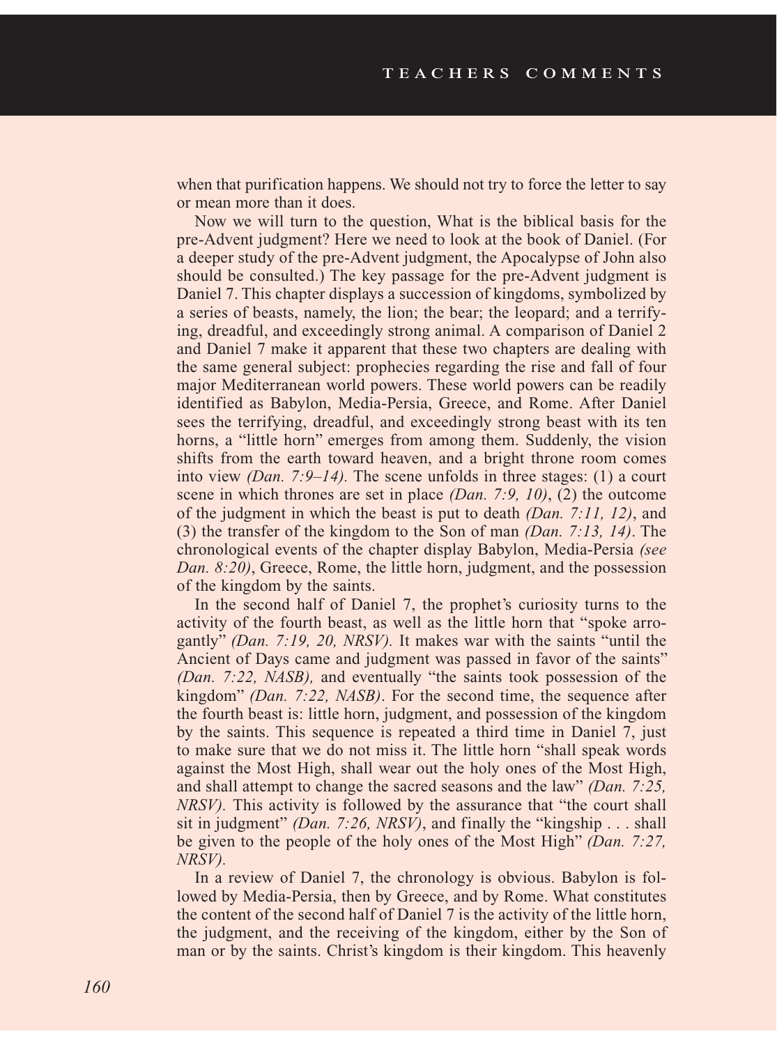when that purification happens. We should not try to force the letter to say or mean more than it does.

Now we will turn to the question, What is the biblical basis for the pre-Advent judgment? Here we need to look at the book of Daniel. (For a deeper study of the pre-Advent judgment, the Apocalypse of John also should be consulted.) The key passage for the pre-Advent judgment is Daniel 7. This chapter displays a succession of kingdoms, symbolized by a series of beasts, namely, the lion; the bear; the leopard; and a terrifying, dreadful, and exceedingly strong animal. A comparison of Daniel 2 and Daniel 7 make it apparent that these two chapters are dealing with the same general subject: prophecies regarding the rise and fall of four major Mediterranean world powers. These world powers can be readily identified as Babylon, Media-Persia, Greece, and Rome. After Daniel sees the terrifying, dreadful, and exceedingly strong beast with its ten horns, a "little horn" emerges from among them. Suddenly, the vision shifts from the earth toward heaven, and a bright throne room comes into view *(Dan. 7:9–14).* The scene unfolds in three stages: (1) a court scene in which thrones are set in place *(Dan. 7:9, 10)*, (2) the outcome of the judgment in which the beast is put to death *(Dan. 7:11, 12)*, and (3) the transfer of the kingdom to the Son of man *(Dan. 7:13, 14)*. The chronological events of the chapter display Babylon, Media-Persia *(see Dan. 8:20)*, Greece, Rome, the little horn, judgment, and the possession of the kingdom by the saints.

In the second half of Daniel 7, the prophet's curiosity turns to the activity of the fourth beast, as well as the little horn that "spoke arrogantly" *(Dan. 7:19, 20, NRSV).* It makes war with the saints "until the Ancient of Days came and judgment was passed in favor of the saints" *(Dan. 7:22, NASB),* and eventually "the saints took possession of the kingdom" *(Dan. 7:22, NASB)*. For the second time, the sequence after the fourth beast is: little horn, judgment, and possession of the kingdom by the saints. This sequence is repeated a third time in Daniel 7, just to make sure that we do not miss it. The little horn "shall speak words against the Most High, shall wear out the holy ones of the Most High, and shall attempt to change the sacred seasons and the law" *(Dan. 7:25, NRSV).* This activity is followed by the assurance that "the court shall sit in judgment" *(Dan. 7:26, NRSV)*, and finally the "kingship . . . shall be given to the people of the holy ones of the Most High" *(Dan. 7:27, NRSV).*

In a review of Daniel 7, the chronology is obvious. Babylon is followed by Media-Persia, then by Greece, and by Rome. What constitutes the content of the second half of Daniel 7 is the activity of the little horn, the judgment, and the receiving of the kingdom, either by the Son of man or by the saints. Christ's kingdom is their kingdom. This heavenly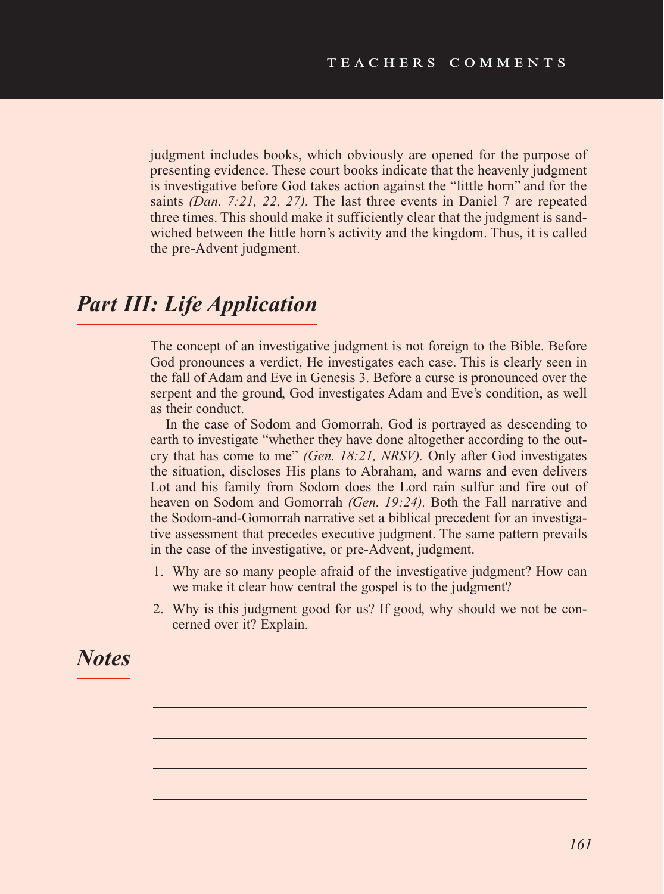judgment includes books, which obviously are opened for the purpose of presenting evidence. These court books indicate that the heavenly judgment is investigative before God takes action against the "little horn" and for the saints *(Dan. 7:21, 22, 27).* The last three events in Daniel 7 are repeated three times. This should make it sufficiently clear that the judgment is sandwiched between the little horn's activity and the kingdom. Thus, it is called the pre-Advent judgment.

## *Part III: Life Application*

The concept of an investigative judgment is not foreign to the Bible. Before God pronounces a verdict, He investigates each case. This is clearly seen in the fall of Adam and Eve in Genesis 3. Before a curse is pronounced over the serpent and the ground, God investigates Adam and Eve's condition, as well as their conduct.

In the case of Sodom and Gomorrah, God is portrayed as descending to earth to investigate "whether they have done altogether according to the outcry that has come to me" *(Gen. 18:21, NRSV).* Only after God investigates the situation, discloses His plans to Abraham, and warns and even delivers Lot and his family from Sodom does the Lord rain sulfur and fire out of heaven on Sodom and Gomorrah *(Gen. 19:24).* Both the Fall narrative and the Sodom-and-Gomorrah narrative set a biblical precedent for an investigative assessment that precedes executive judgment. The same pattern prevails in the case of the investigative, or pre-Advent, judgment.

1. Why are so many people afraid of the investigative judgment? How can we make it clear how central the gospel is to the judgment?
2. Why is this judgment good for us? If good, why should we not be concerned over it? Explain.

## *Notes*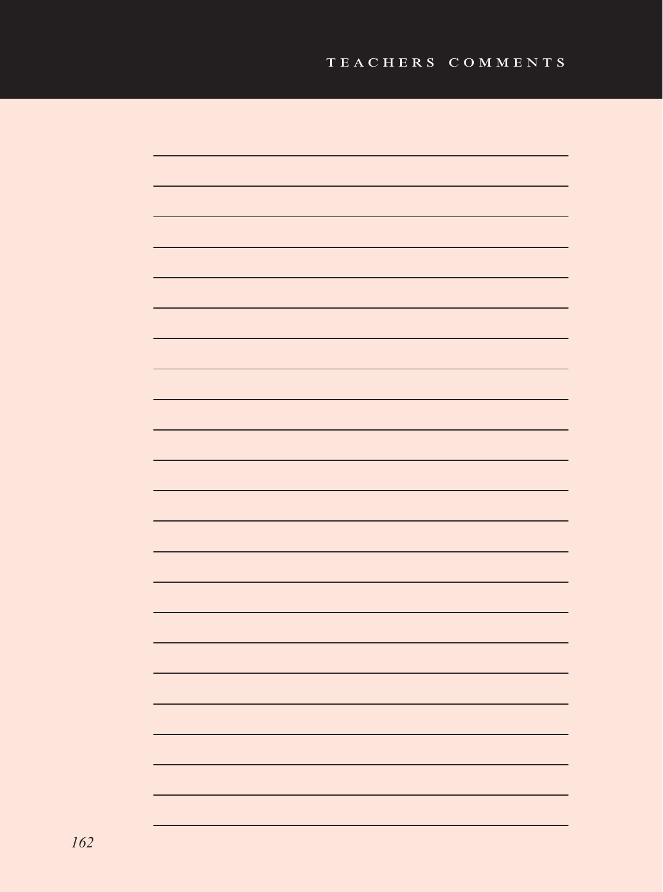# TEACHERS COMMENTS